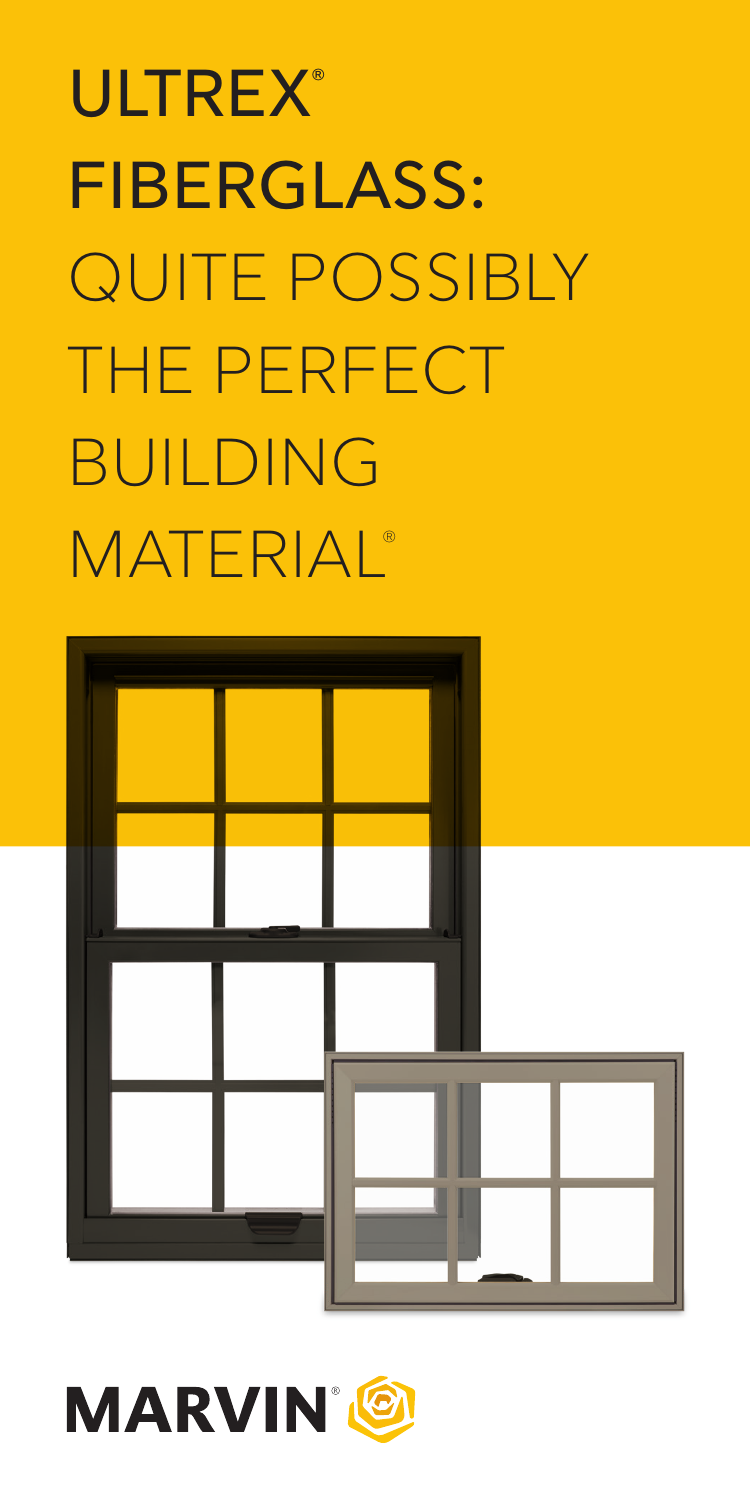# ULTREX® FIBERGLASS: QUITE POSSIBLY THE PERFECT BUILDING MATERIAL®

MARVIN®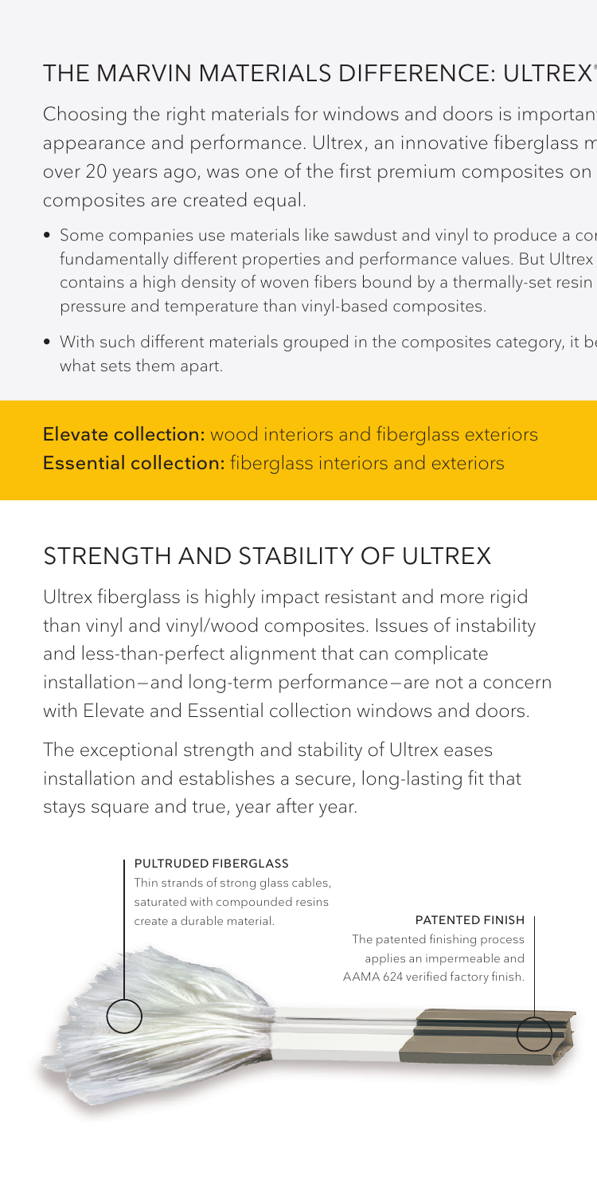## THE MARVIN MATERIALS DIFFERENCE: ULTREX®

Choosing the right materials for windows and doors is importan appearance and performance. Ultrex, an innovative fiberglass m over 20 years ago, was one of the first premium composites on composites are created equal.

- Some companies use materials like sawdust and vinyl to produce a co fundamentally different properties and performance values. But Ultrex contains a high density of woven fibers bound by a thermally-set resin pressure and temperature than vinyl-based composites.
- With such different materials grouped in the composites category, it b what sets them apart.

**Elevate collection:** wood interiors and fiberglass exteriors
**Essential collection:** fiberglass interiors and exteriors

## STRENGTH AND STABILITY OF ULTREX

Ultrex fiberglass is highly impact resistant and more rigid than vinyl and vinyl/wood composites. Issues of instability and less-than-perfect alignment that can complicate installation—and long-term performance—are not a concern with Elevate and Essential collection windows and doors.

The exceptional strength and stability of Ultrex eases installation and establishes a secure, long-lasting fit that stays square and true, year after year.

PULTRUDED FIBERGLASS
Thin strands of strong glass cables, saturated with compounded resins create a durable material.

PATENTED FINISH
The patented finishing process applies an impermeable and AAMA 624 verified factory finish.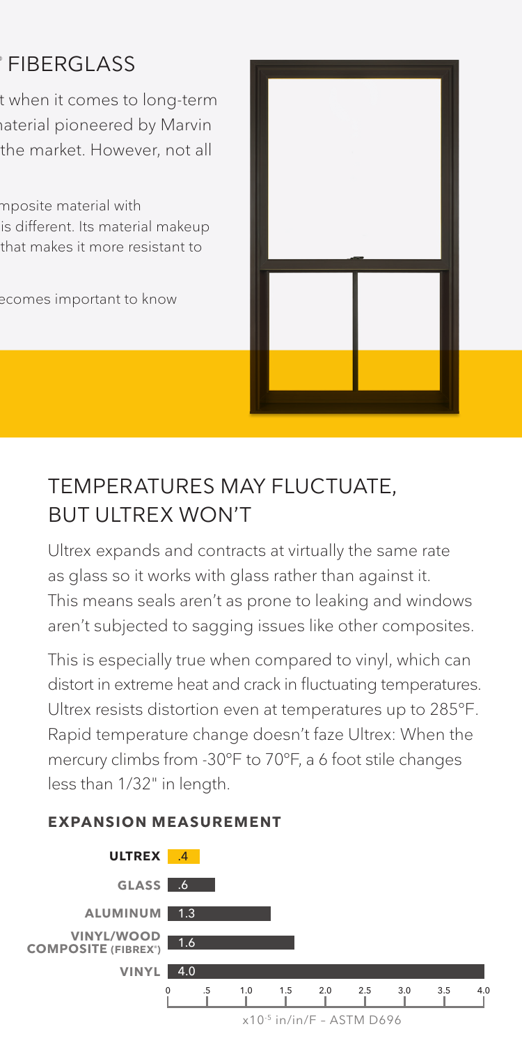# FIBERGLASS

t when it comes to long-term
naterial pioneered by Marvin
the market. However, not all

mposite material with
is different. Its material makeup
that makes it more resistant to

ecomes important to know

## TEMPERATURES MAY FLUCTUATE, BUT ULTREX WON'T

Ultrex expands and contracts at virtually the same rate as glass so it works with glass rather than against it. This means seals aren't as prone to leaking and windows aren't subjected to sagging issues like other composites.

This is especially true when compared to vinyl, which can distort in extreme heat and crack in fluctuating temperatures. Ultrex resists distortion even at temperatures up to 285°F. Rapid temperature change doesn't faze Ultrex: When the mercury climbs from -30°F to 70°F, a 6 foot stile changes less than 1/32" in length.

**EXPANSION MEASUREMENT**

| Material | Expansion ($x10^{-5}$ in/in/F – ASTM D696) |
| --- | --- |
| ULTREX | .4 |
| GLASS | .6 |
| ALUMINUM | 1.3 |
| VINYL/WOOD COMPOSITE (FIBREX®) | 1.6 |
| VINYL | 4.0 |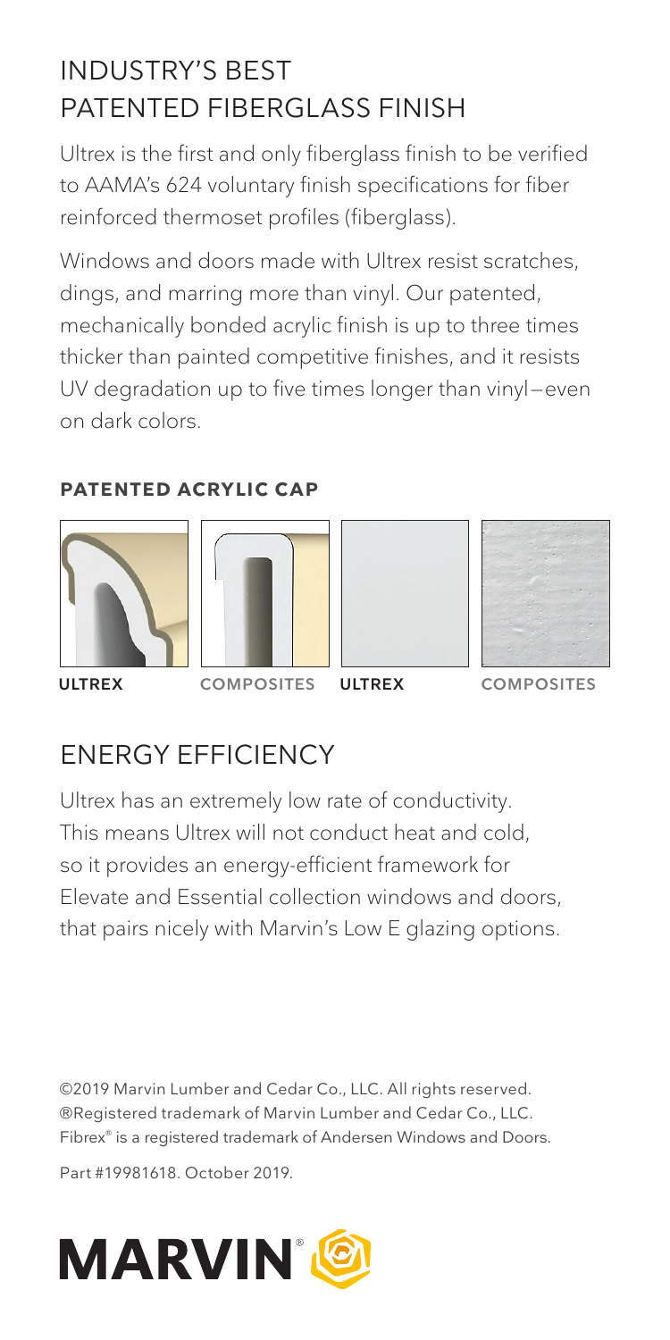## INDUSTRY'S BEST PATENTED FIBERGLASS FINISH

Ultrex is the first and only fiberglass finish to be verified to AAMA's 624 voluntary finish specifications for fiber reinforced thermoset profiles (fiberglass).

Windows and doors made with Ultrex resist scratches, dings, and marring more than vinyl. Our patented, mechanically bonded acrylic finish is up to three times thicker than painted competitive finishes, and it resists UV degradation up to five times longer than vinyl—even on dark colors.

**PATENTED ACRYLIC CAP**

**ULTREX** **COMPOSITES** **ULTREX** **COMPOSITES**

## ENERGY EFFICIENCY

Ultrex has an extremely low rate of conductivity. This means Ultrex will not conduct heat and cold, so it provides an energy-efficient framework for Elevate and Essential collection windows and doors, that pairs nicely with Marvin's Low E glazing options.

©2019 Marvin Lumber and Cedar Co., LLC. All rights reserved.
®Registered trademark of Marvin Lumber and Cedar Co., LLC.
Fibrex® is a registered trademark of Andersen Windows and Doors.

Part #19981618. October 2019.

MARVIN®